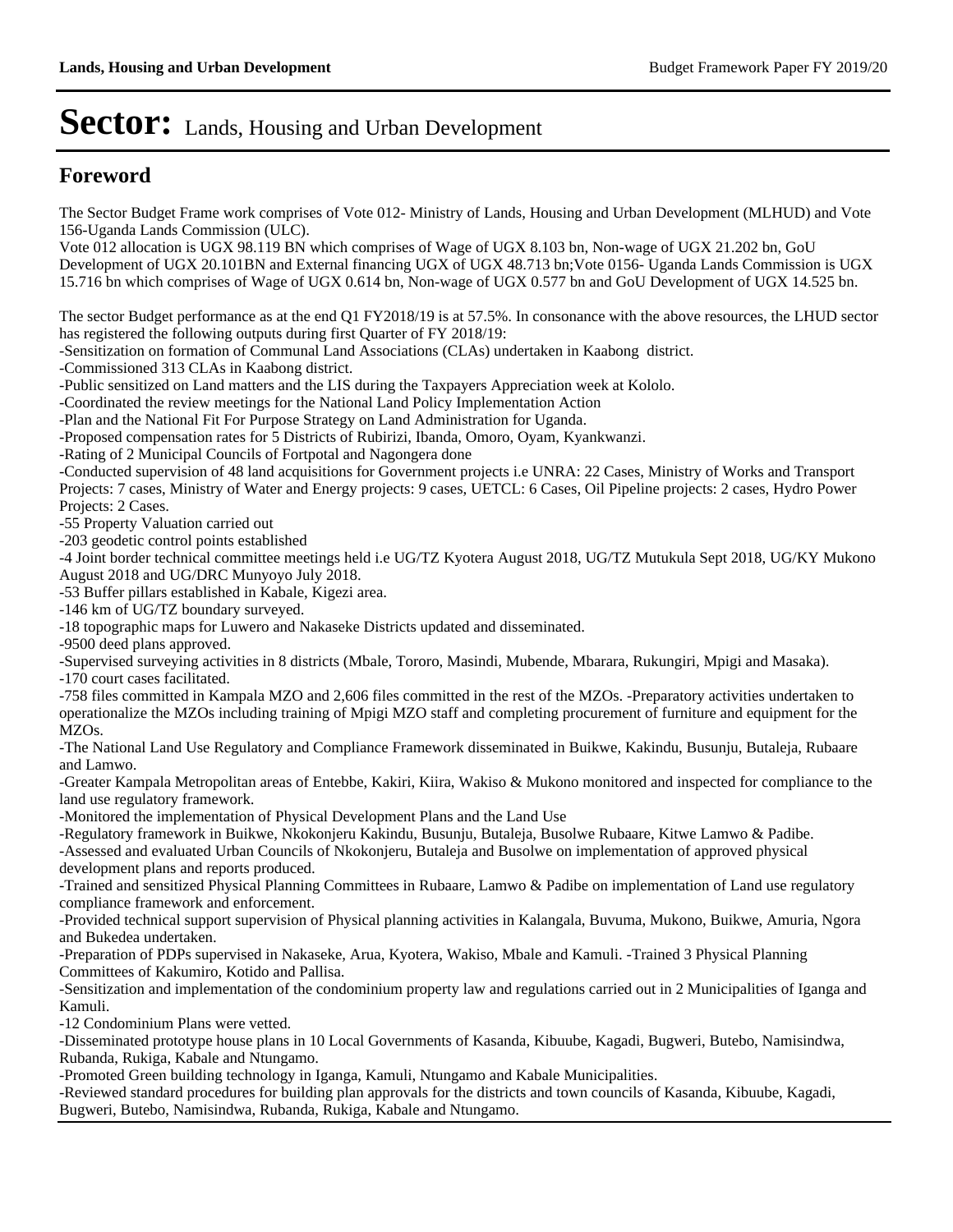# Sector: Lands, Housing and Urban Development

## Foreword

The Sector Budget Frame work comprises of Vote 012- Ministry of Lands, Housing and Urban Development (MLHUD) and Vote 156-Uganda Lands Commission (ULC).
Vote 012 allocation is UGX 98.119 BN which comprises of Wage of UGX 8.103 bn, Non-wage of UGX 21.202 bn, GoU Development of UGX 20.101BN and External financing UGX of UGX 48.713 bn;Vote 0156- Uganda Lands Commission is UGX 15.716 bn which comprises of Wage of UGX 0.614 bn, Non-wage of UGX 0.577 bn and GoU Development of UGX 14.525 bn.

The sector Budget performance as at the end Q1 FY2018/19 is at 57.5%. In consonance with the above resources, the LHUD sector has registered the following outputs during first Quarter of FY 2018/19:
-Sensitization on formation of Communal Land Associations (CLAs) undertaken in Kaabong district.
-Commissioned 313 CLAs in Kaabong district.
-Public sensitized on Land matters and the LIS during the Taxpayers Appreciation week at Kololo.
-Coordinated the review meetings for the National Land Policy Implementation Action
-Plan and the National Fit For Purpose Strategy on Land Administration for Uganda.
-Proposed compensation rates for 5 Districts of Rubirizi, Ibanda, Omoro, Oyam, Kyankwanzi.
-Rating of 2 Municipal Councils of Fortpotal and Nagongera done
-Conducted supervision of 48 land acquisitions for Government projects i.e UNRA: 22 Cases, Ministry of Works and Transport Projects: 7 cases, Ministry of Water and Energy projects: 9 cases, UETCL: 6 Cases, Oil Pipeline projects: 2 cases, Hydro Power Projects: 2 Cases.
-55 Property Valuation carried out
-203 geodetic control points established
-4 Joint border technical committee meetings held i.e UG/TZ Kyotera August 2018, UG/TZ Mutukula Sept 2018, UG/KY Mukono August 2018 and UG/DRC Munyoyo July 2018.
-53 Buffer pillars established in Kabale, Kigezi area.
-146 km of UG/TZ boundary surveyed.
-18 topographic maps for Luwero and Nakaseke Districts updated and disseminated.
-9500 deed plans approved.
-Supervised surveying activities in 8 districts (Mbale, Tororo, Masindi, Mubende, Mbarara, Rukungiri, Mpigi and Masaka).
-170 court cases facilitated.
-758 files committed in Kampala MZO and 2,606 files committed in the rest of the MZOs. -Preparatory activities undertaken to operationalize the MZOs including training of Mpigi MZO staff and completing procurement of furniture and equipment for the MZOs.
-The National Land Use Regulatory and Compliance Framework disseminated in Buikwe, Kakindu, Busunju, Butaleja, Rubaare and Lamwo.
-Greater Kampala Metropolitan areas of Entebbe, Kakiri, Kiira, Wakiso & Mukono monitored and inspected for compliance to the land use regulatory framework.
-Monitored the implementation of Physical Development Plans and the Land Use
-Regulatory framework in Buikwe, Nkokonjeru Kakindu, Busunju, Butaleja, Busolwe Rubaare, Kitwe Lamwo & Padibe.
-Assessed and evaluated Urban Councils of Nkokonjeru, Butaleja and Busolwe on implementation of approved physical development plans and reports produced.
-Trained and sensitized Physical Planning Committees in Rubaare, Lamwo & Padibe on implementation of Land use regulatory compliance framework and enforcement.
-Provided technical support supervision of Physical planning activities in Kalangala, Buvuma, Mukono, Buikwe, Amuria, Ngora and Bukedea undertaken.
-Preparation of PDPs supervised in Nakaseke, Arua, Kyotera, Wakiso, Mbale and Kamuli. -Trained 3 Physical Planning Committees of Kakumiro, Kotido and Pallisa.
-Sensitization and implementation of the condominium property law and regulations carried out in 2 Municipalities of Iganga and Kamuli.
-12 Condominium Plans were vetted.
-Disseminated prototype house plans in 10 Local Governments of Kasanda, Kibuube, Kagadi, Bugweri, Butebo, Namisindwa, Rubanda, Rukiga, Kabale and Ntungamo.
-Promoted Green building technology in Iganga, Kamuli, Ntungamo and Kabale Municipalities.
-Reviewed standard procedures for building plan approvals for the districts and town councils of Kasanda, Kibuube, Kagadi, Bugweri, Butebo, Namisindwa, Rubanda, Rukiga, Kabale and Ntungamo.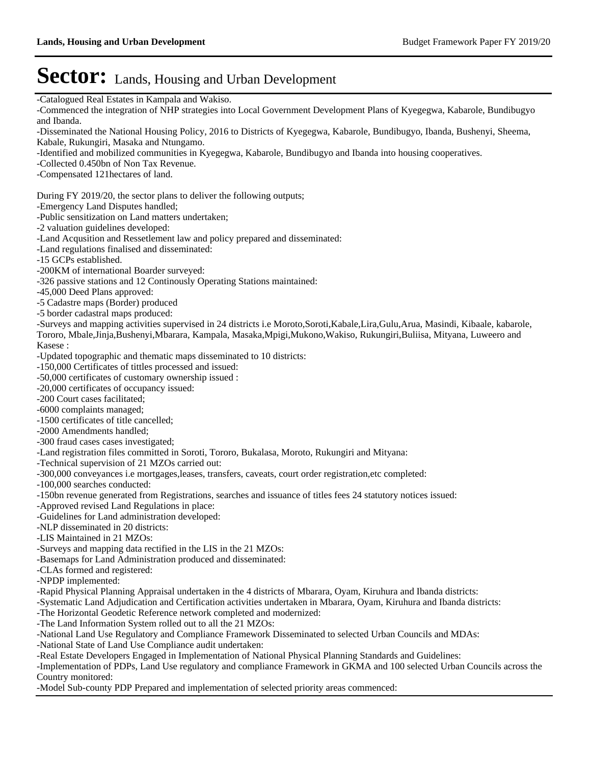# Sector: Lands, Housing and Urban Development

-Catalogued Real Estates in Kampala and Wakiso.
-Commenced the integration of NHP strategies into Local Government Development Plans of Kyegegwa, Kabarole, Bundibugyo and Ibanda.
-Disseminated the National Housing Policy, 2016 to Districts of Kyegegwa, Kabarole, Bundibugyo, Ibanda, Bushenyi, Sheema, Kabale, Rukungiri, Masaka and Ntungamo.
-Identified and mobilized communities in Kyegegwa, Kabarole, Bundibugyo and Ibanda into housing cooperatives.
-Collected 0.450bn of Non Tax Revenue.
-Compensated 121hectares of land.

During FY 2019/20, the sector plans to deliver the following outputs;
-Emergency Land Disputes handled;
-Public sensitization on Land matters undertaken;
-2 valuation guidelines developed:
-Land Acqusition and Ressetelement law and policy prepared and disseminated:
-Land regulations finalised and disseminated:
-15 GCPs established.
-200KM of international Boarder surveyed:
-326 passive stations and 12 Continously Operating Stations maintained:
-45,000 Deed Plans approved:
-5 Cadastre maps (Border) produced
-5 border cadastral maps produced:
-Surveys and mapping activities supervised in 24 districts i.e Moroto,Soroti,Kabale,Lira,Gulu,Arua, Masindi, Kibaale, kabarole, Tororo, Mbale,Jinja,Bushenyi,Mbarara, Kampala, Masaka,Mpigi,Mukono,Wakiso, Rukungiri,Buliisa, Mityana, Luweero and Kasese :
-Updated topographic and thematic maps disseminated to 10 districts:
-150,000 Certificates of tittles processed and issued:
-50,000 certificates of customary ownership issued :
-20,000 certificates of occupancy issued:
-200 Court cases facilitated;
-6000 complaints managed;
-1500 certificates of title cancelled;
-2000 Amendments handled;
-300 fraud cases cases investigated;
-Land registration files committed in Soroti, Tororo, Bukalasa, Moroto, Rukungiri and Mityana:
-Technical supervision of 21 MZOs carried out:
-300,000 conveyances i.e mortgages,leases, transfers, caveats, court order registration,etc completed:
-100,000 searches conducted:
-150bn revenue generated from Registrations, searches and issuance of titles fees 24 statutory notices issued:
-Approved revised Land Regulations in place:
-Guidelines for Land administration developed:
-NLP disseminated in 20 districts:
-LIS Maintained in 21 MZOs:
-Surveys and mapping data rectified in the LIS in the 21 MZOs:
-Basemaps for Land Administration produced and disseminated:
-CLAs formed and registered:
-NPDP implemented:
-Rapid Physical Planning Appraisal undertaken in the 4 districts of Mbarara, Oyam, Kiruhura and Ibanda districts:
-Systematic Land Adjudication and Certification activities undertaken in Mbarara, Oyam, Kiruhura and Ibanda districts:
-The Horizontal Geodetic Reference network completed and modernized:
-The Land Information System rolled out to all the 21 MZOs:
-National Land Use Regulatory and Compliance Framework Disseminated to selected Urban Councils and MDAs:
-National State of Land Use Compliance audit undertaken:
-Real Estate Developers Engaged in Implementation of National Physical Planning Standards and Guidelines:
-Implementation of PDPs, Land Use regulatory and compliance Framework in GKMA and 100 selected Urban Councils across the Country monitored:
-Model Sub-county PDP Prepared and implementation of selected priority areas commenced: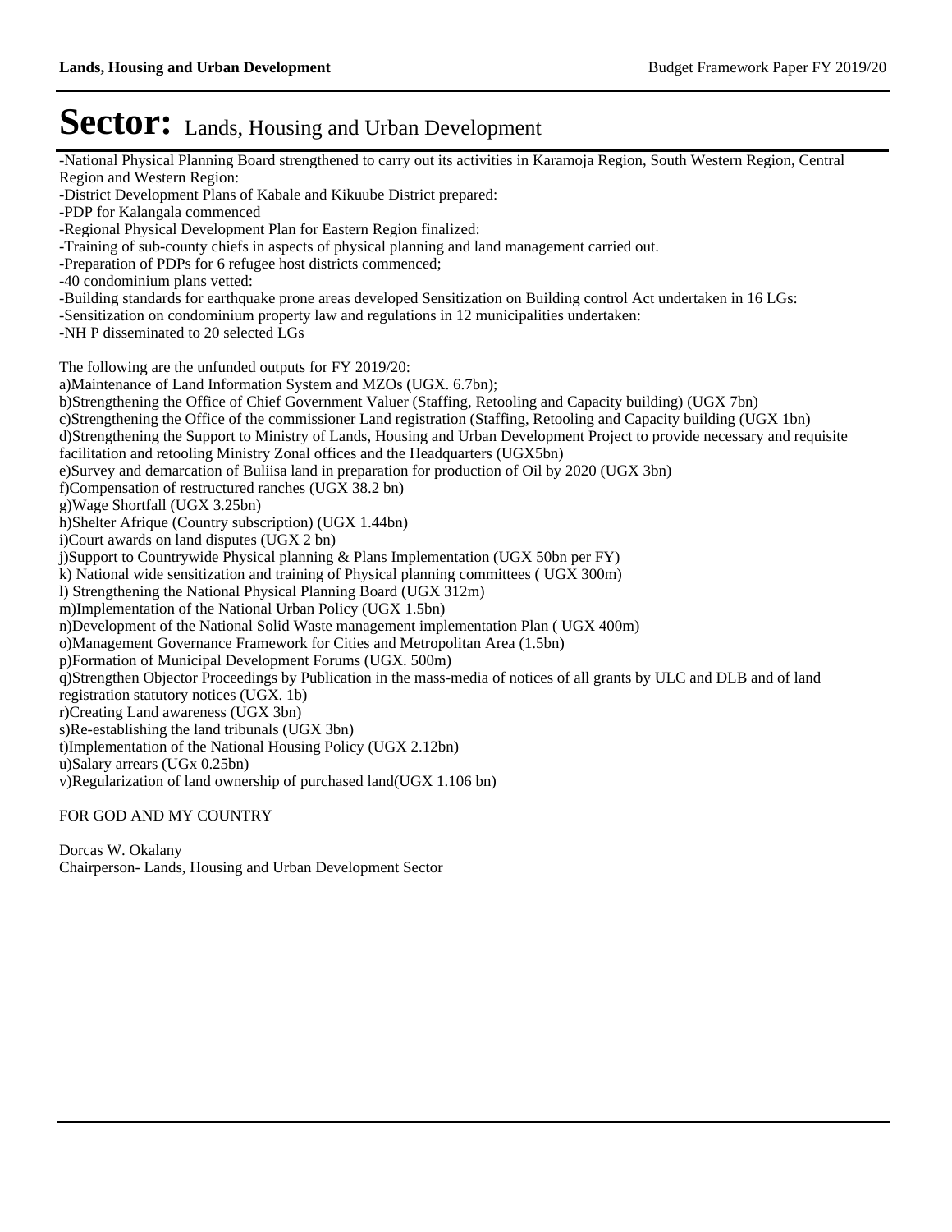# Sector: Lands, Housing and Urban Development

-National Physical Planning Board strengthened to carry out its activities in Karamoja Region, South Western Region, Central Region and Western Region:
-District Development Plans of Kabale and Kikuube District prepared:
-PDP for Kalangala commenced
-Regional Physical Development Plan for Eastern Region finalized:
-Training of sub-county chiefs in aspects of physical planning and land management carried out.
-Preparation of PDPs for 6 refugee host districts commenced;
-40 condominium plans vetted:
-Building standards for earthquake prone areas developed Sensitization on Building control Act undertaken in 16 LGs:
-Sensitization on condominium property law and regulations in 12 municipalities undertaken:
-NH P disseminated to 20 selected LGs

The following are the unfunded outputs for FY 2019/20:
a)Maintenance of Land Information System and MZOs (UGX. 6.7bn);
b)Strengthening the Office of Chief Government Valuer (Staffing, Retooling and Capacity building) (UGX 7bn)
c)Strengthening the Office of the commissioner Land registration (Staffing, Retooling and Capacity building (UGX 1bn)
d)Strengthening the Support to Ministry of Lands, Housing and Urban Development Project to provide necessary and requisite facilitation and retooling Ministry Zonal offices and the Headquarters (UGX5bn)
e)Survey and demarcation of Buliisa land in preparation for production of Oil by 2020 (UGX 3bn)
f)Compensation of restructured ranches (UGX 38.2 bn)
g)Wage Shortfall (UGX 3.25bn)
h)Shelter Afrique (Country subscription) (UGX 1.44bn)
i)Court awards on land disputes (UGX 2 bn)
j)Support to Countrywide Physical planning & Plans Implementation (UGX 50bn per FY)
k) National wide sensitization and training of Physical planning committees ( UGX 300m)
l) Strengthening the National Physical Planning Board (UGX 312m)
m)Implementation of the National Urban Policy (UGX 1.5bn)
n)Development of the National Solid Waste management implementation Plan ( UGX 400m)
o)Management Governance Framework for Cities and Metropolitan Area (1.5bn)
p)Formation of Municipal Development Forums (UGX. 500m)
q)Strengthen Objector Proceedings by Publication in the mass-media of notices of all grants by ULC and DLB and of land registration statutory notices (UGX. 1b)
r)Creating Land awareness (UGX 3bn)
s)Re-establishing the land tribunals (UGX 3bn)
t)Implementation of the National Housing Policy (UGX 2.12bn)
u)Salary arrears (UGx 0.25bn)
v)Regularization of land ownership of purchased land(UGX 1.106 bn)

FOR GOD AND MY COUNTRY

Dorcas W. Okalany
Chairperson- Lands, Housing and Urban Development Sector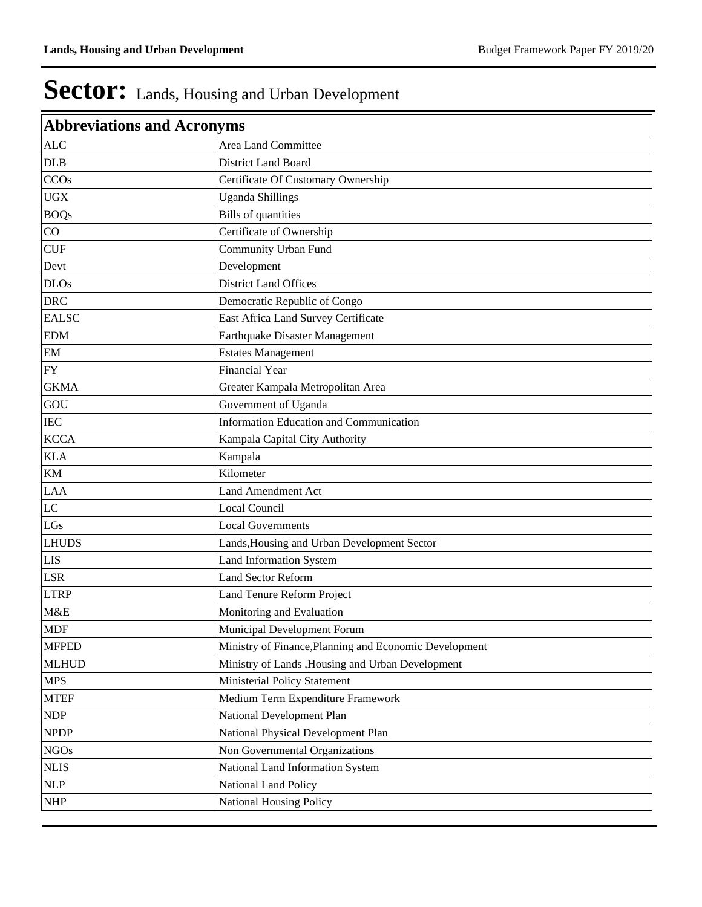# Sector: Lands, Housing and Urban Development

| Abbreviations and Acronyms | |
|---|---|
| ALC | Area Land Committee |
| DLB | District Land Board |
| CCOs | Certificate Of Customary Ownership |
| UGX | Uganda Shillings |
| BOQs | Bills of quantities |
| CO | Certificate of Ownership |
| CUF | Community Urban Fund |
| Devt | Development |
| DLOs | District Land Offices |
| DRC | Democratic Republic of Congo |
| EALSC | East Africa Land Survey Certificate |
| EDM | Earthquake Disaster Management |
| EM | Estates Management |
| FY | Financial Year |
| GKMA | Greater Kampala Metropolitan Area |
| GOU | Government of Uganda |
| IEC | Information Education and Communication |
| KCCA | Kampala Capital City Authority |
| KLA | Kampala |
| KM | Kilometer |
| LAA | Land Amendment Act |
| LC | Local Council |
| LGs | Local Governments |
| LHUDS | Lands,Housing and Urban Development Sector |
| LIS | Land Information System |
| LSR | Land Sector Reform |
| LTRP | Land Tenure Reform Project |
| M&E | Monitoring and Evaluation |
| MDF | Municipal Development Forum |
| MFPED | Ministry of Finance,Planning and Economic Development |
| MLHUD | Ministry of Lands ,Housing and Urban Development |
| MPS | Ministerial Policy Statement |
| MTEF | Medium Term Expenditure Framework |
| NDP | National Development Plan |
| NPDP | National Physical Development Plan |
| NGOs | Non Governmental Organizations |
| NLIS | National Land Information System |
| NLP | National Land Policy |
| NHP | National Housing Policy |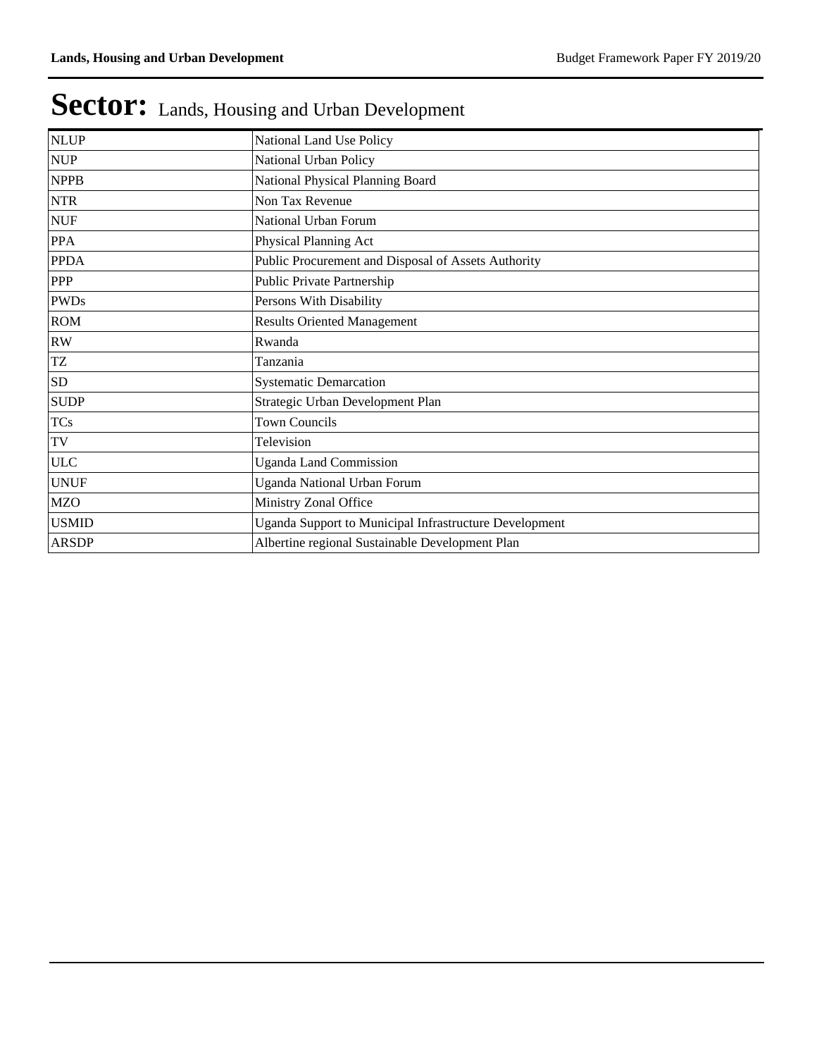# Sector: Lands, Housing and Urban Development

| | |
|---|---|
| NLUP | National Land Use Policy |
| NUP | National Urban Policy |
| NPPB | National Physical Planning Board |
| NTR | Non Tax Revenue |
| NUF | National Urban Forum |
| PPA | Physical Planning Act |
| PPDA | Public Procurement and Disposal of Assets Authority |
| PPP | Public Private Partnership |
| PWDs | Persons With Disability |
| ROM | Results Oriented Management |
| RW | Rwanda |
| TZ | Tanzania |
| SD | Systematic Demarcation |
| SUDP | Strategic Urban Development Plan |
| TCs | Town Councils |
| TV | Television |
| ULC | Uganda Land Commission |
| UNUF | Uganda National Urban Forum |
| MZO | Ministry Zonal Office |
| USMID | Uganda Support to Municipal Infrastructure Development |
| ARSDP | Albertine regional Sustainable Development Plan |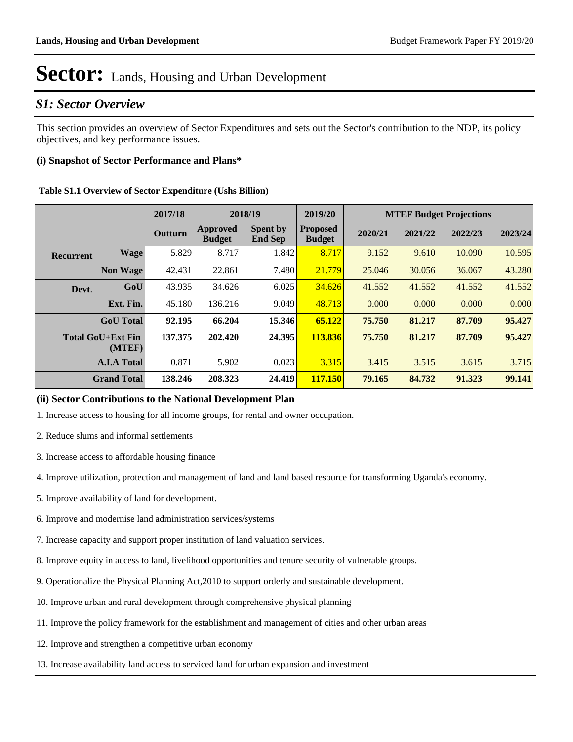# Sector: Lands, Housing and Urban Development

## S1: Sector Overview

This section provides an overview of Sector Expenditures and sets out the Sector's contribution to the NDP, its policy objectives, and key performance issues.

### (i) Snapshot of Sector Performance and Plans*

**Table S1.1 Overview of Sector Expenditure (Ushs Billion)**

| | | 2017/18 | 2018/19 | | 2019/20 | MTEF Budget Projections | | | |
|---|---|---|---|---|---|---|---|---|---|
| | | Outturn | Approved Budget | Spent by End Sep | Proposed Budget | 2020/21 | 2021/22 | 2022/23 | 2023/24 |
| Recurrent | Wage | 5.829 | 8.717 | 1.842 | 8.717 | 9.152 | 9.610 | 10.090 | 10.595 |
| | Non Wage | 42.431 | 22.861 | 7.480 | 21.779 | 25.046 | 30.056 | 36.067 | 43.280 |
| Devt. | GoU | 43.935 | 34.626 | 6.025 | 34.626 | 41.552 | 41.552 | 41.552 | 41.552 |
| | Ext. Fin. | 45.180 | 136.216 | 9.049 | 48.713 | 0.000 | 0.000 | 0.000 | 0.000 |
| | **GoU Total** | **92.195** | **66.204** | **15.346** | **65.122** | **75.750** | **81.217** | **87.709** | **95.427** |
| | **Total GoU+Ext Fin (MTEF)** | **137.375** | **202.420** | **24.395** | **113.836** | **75.750** | **81.217** | **87.709** | **95.427** |
| | **A.I.A Total** | 0.871 | 5.902 | 0.023 | 3.315 | 3.415 | 3.515 | 3.615 | 3.715 |
| | **Grand Total** | **138.246** | **208.323** | **24.419** | **117.150** | **79.165** | **84.732** | **91.323** | **99.141** |

### (ii) Sector Contributions to the National Development Plan

1. Increase access to housing for all income groups, for rental and owner occupation.

2. Reduce slums and informal settlements

3. Increase access to affordable housing finance

4. Improve utilization, protection and management of land and land based resource for transforming Uganda's economy.

5. Improve availability of land for development.

6. Improve and modernise land administration services/systems

7. Increase capacity and support proper institution of land valuation services.

8. Improve equity in access to land, livelihood opportunities and tenure security of vulnerable groups.

9. Operationalize the Physical Planning Act,2010 to support orderly and sustainable development.

10. Improve urban and rural development through comprehensive physical planning

11. Improve the policy framework for the establishment and management of cities and other urban areas

12. Improve and strengthen a competitive urban economy

13. Increase availability land access to serviced land for urban expansion and investment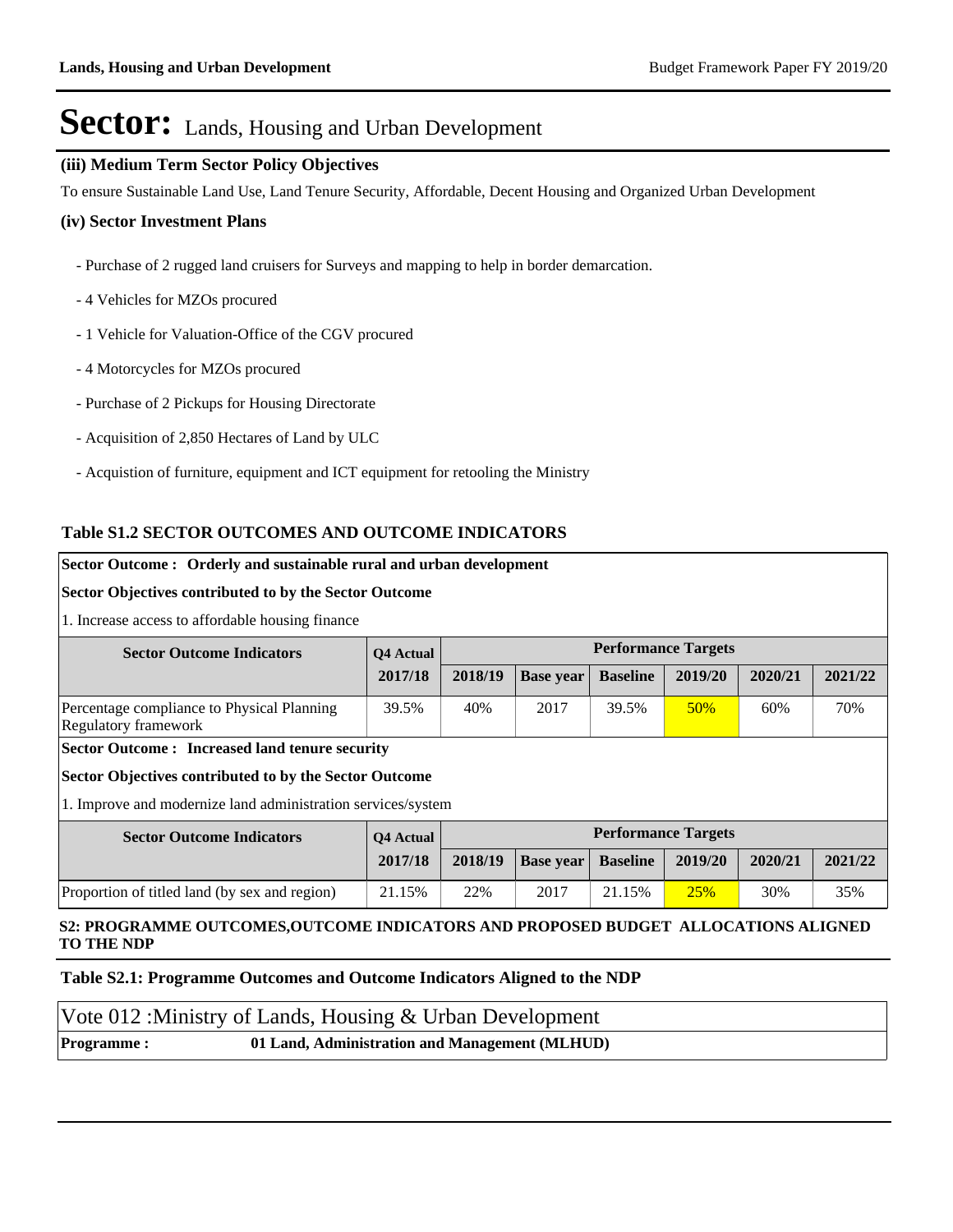# Sector: Lands, Housing and Urban Development

### (iii) Medium Term Sector Policy Objectives

To ensure Sustainable Land Use, Land Tenure Security, Affordable, Decent Housing and Organized Urban Development

### (iv) Sector Investment Plans

- Purchase of 2 rugged land cruisers for Surveys and mapping to help in border demarcation.
- 4 Vehicles for MZOs procured
- 1 Vehicle for Valuation-Office of the CGV procured
- 4 Motorcycles for MZOs procured
- Purchase of 2 Pickups for Housing Directorate
- Acquisition of 2,850 Hectares of Land by ULC
- Acquistion of furniture, equipment and ICT equipment for retooling the Ministry

### Table S1.2 SECTOR OUTCOMES AND OUTCOME INDICATORS

**Sector Outcome : Orderly and sustainable rural and urban development**

**Sector Objectives contributed to by the Sector Outcome**

1. Increase access to affordable housing finance

| Sector Outcome Indicators | Q4 Actual | Performance Targets | | | | | |
|---|---|---|---|---|---|---|---|
| | 2017/18 | 2018/19 | Base year | Baseline | 2019/20 | 2020/21 | 2021/22 |
| Percentage compliance to Physical Planning Regulatory framework | 39.5% | 40% | 2017 | 39.5% | 50% | 60% | 70% |

**Sector Outcome : Increased land tenure security**

**Sector Objectives contributed to by the Sector Outcome**

1. Improve and modernize land administration services/system

| Sector Outcome Indicators | Q4 Actual | Performance Targets | | | | | |
|---|---|---|---|---|---|---|---|
| | 2017/18 | 2018/19 | Base year | Baseline | 2019/20 | 2020/21 | 2021/22 |
| Proportion of titled land (by sex and region) | 21.15% | 22% | 2017 | 21.15% | 25% | 30% | 35% |

## S2: PROGRAMME OUTCOMES,OUTCOME INDICATORS AND PROPOSED BUDGET ALLOCATIONS ALIGNED TO THE NDP

### Table S2.1: Programme Outcomes and Outcome Indicators Aligned to the NDP

Vote 012 :Ministry of Lands, Housing & Urban Development

**Programme :** **01 Land, Administration and Management (MLHUD)**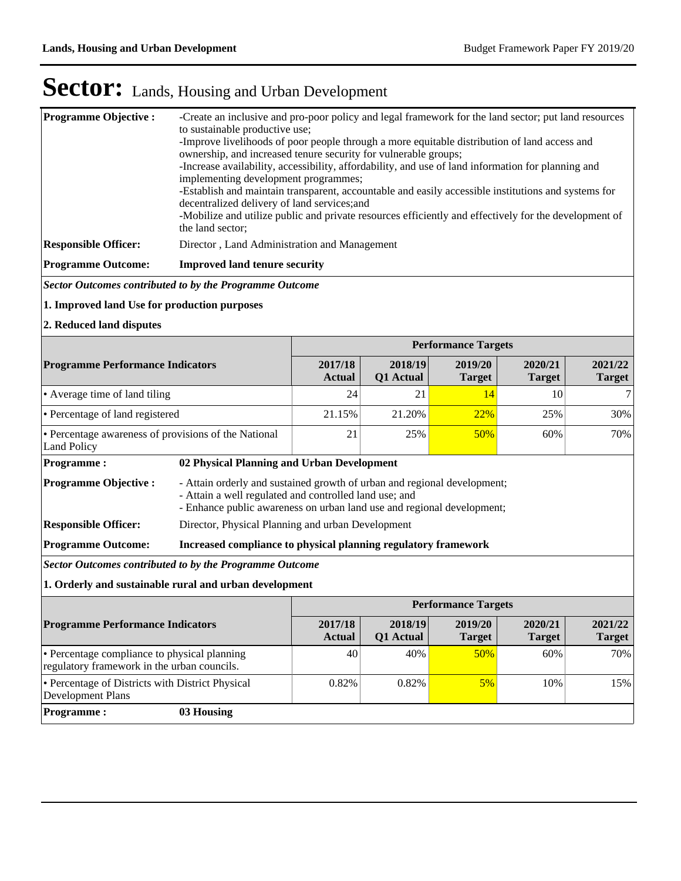# Sector: Lands, Housing and Urban Development

**Programme Objective :** -Create an inclusive and pro-poor policy and legal framework for the land sector; put land resources to sustainable productive use;
-Improve livelihoods of poor people through a more equitable distribution of land access and ownership, and increased tenure security for vulnerable groups;
-Increase availability, accessibility, affordability, and use of land information for planning and implementing development programmes;
-Establish and maintain transparent, accountable and easily accessible institutions and systems for decentralized delivery of land services;and
-Mobilize and utilize public and private resources efficiently and effectively for the development of the land sector;

**Responsible Officer:** Director , Land Administration and Management

**Programme Outcome:** **Improved land tenure security**

***Sector Outcomes contributed to by the Programme Outcome***

**1. Improved land Use for production purposes**

**2. Reduced land disputes**

| Programme Performance Indicators | Performance Targets | | | | |
|---|---|---|---|---|---|
| | 2017/18 Actual | 2018/19 Q1 Actual | 2019/20 Target | 2020/21 Target | 2021/22 Target |
| • Average time of land tiling | 24 | 21 | 14 | 10 | 7 |
| • Percentage of land registered | 21.15% | 21.20% | 22% | 25% | 30% |
| • Percentage awareness of provisions of the National Land Policy | 21 | 25% | 50% | 60% | 70% |

**Programme :** **02 Physical Planning and Urban Development**

**Programme Objective :** - Attain orderly and sustained growth of urban and regional development;
- Attain a well regulated and controlled land use; and
- Enhance public awareness on urban land use and regional development;

**Responsible Officer:** Director, Physical Planning and urban Development

**Programme Outcome:** **Increased compliance to physical planning regulatory framework**

***Sector Outcomes contributed to by the Programme Outcome***

**1. Orderly and sustainable rural and urban development**

| Programme Performance Indicators | Performance Targets | | | | |
|---|---|---|---|---|---|
| | 2017/18 Actual | 2018/19 Q1 Actual | 2019/20 Target | 2020/21 Target | 2021/22 Target |
| • Percentage compliance to physical planning regulatory framework in the urban councils. | 40 | 40% | 50% | 60% | 70% |
| • Percentage of Districts with District Physical Development Plans | 0.82% | 0.82% | 5% | 10% | 15% |

**Programme :** **03 Housing**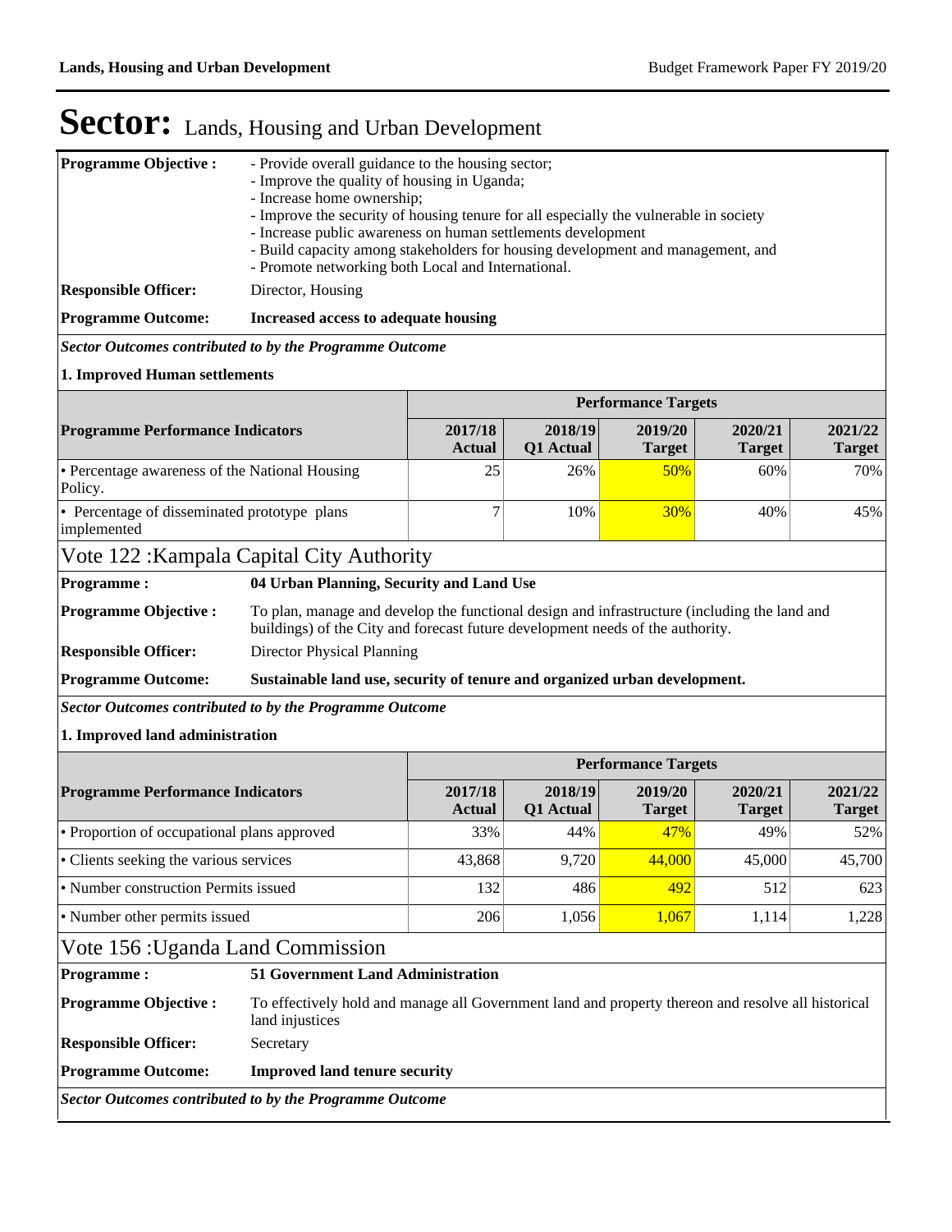# Sector: Lands, Housing and Urban Development

**Programme Objective :**
- Provide overall guidance to the housing sector;
- Improve the quality of housing in Uganda;
- Increase home ownership;
- Improve the security of housing tenure for all especially the vulnerable in society
- Increase public awareness on human settlements development
- Build capacity among stakeholders for housing development and management, and
- Promote networking both Local and International.

**Responsible Officer:** Director, Housing

**Programme Outcome:** **Increased access to adequate housing**

***Sector Outcomes contributed to by the Programme Outcome***

**1. Improved Human settlements**

| Programme Performance Indicators | Performance Targets | | | | |
|---|---|---|---|---|---|
| | 2017/18 Actual | 2018/19 Q1 Actual | 2019/20 Target | 2020/21 Target | 2021/22 Target |
| • Percentage awareness of the National Housing Policy. | 25 | 26% | 50% | 60% | 70% |
| • Percentage of disseminated prototype plans implemented | 7 | 10% | 30% | 40% | 45% |

## Vote 122 :Kampala Capital City Authority

**Programme :** **04 Urban Planning, Security and Land Use**

**Programme Objective :** To plan, manage and develop the functional design and infrastructure (including the land and buildings) of the City and forecast future development needs of the authority.

**Responsible Officer:** Director Physical Planning

**Programme Outcome:** **Sustainable land use, security of tenure and organized urban development.**

***Sector Outcomes contributed to by the Programme Outcome***

**1. Improved land administration**

| Programme Performance Indicators | Performance Targets | | | | |
|---|---|---|---|---|---|
| | 2017/18 Actual | 2018/19 Q1 Actual | 2019/20 Target | 2020/21 Target | 2021/22 Target |
| • Proportion of occupational plans approved | 33% | 44% | 47% | 49% | 52% |
| • Clients seeking the various services | 43,868 | 9,720 | 44,000 | 45,000 | 45,700 |
| • Number construction Permits issued | 132 | 486 | 492 | 512 | 623 |
| • Number other permits issued | 206 | 1,056 | 1,067 | 1,114 | 1,228 |

## Vote 156 :Uganda Land Commission

**Programme :** **51 Government Land Administration**

**Programme Objective :** To effectively hold and manage all Government land and property thereon and resolve all historical land injustices

**Responsible Officer:** Secretary

**Programme Outcome:** **Improved land tenure security**

***Sector Outcomes contributed to by the Programme Outcome***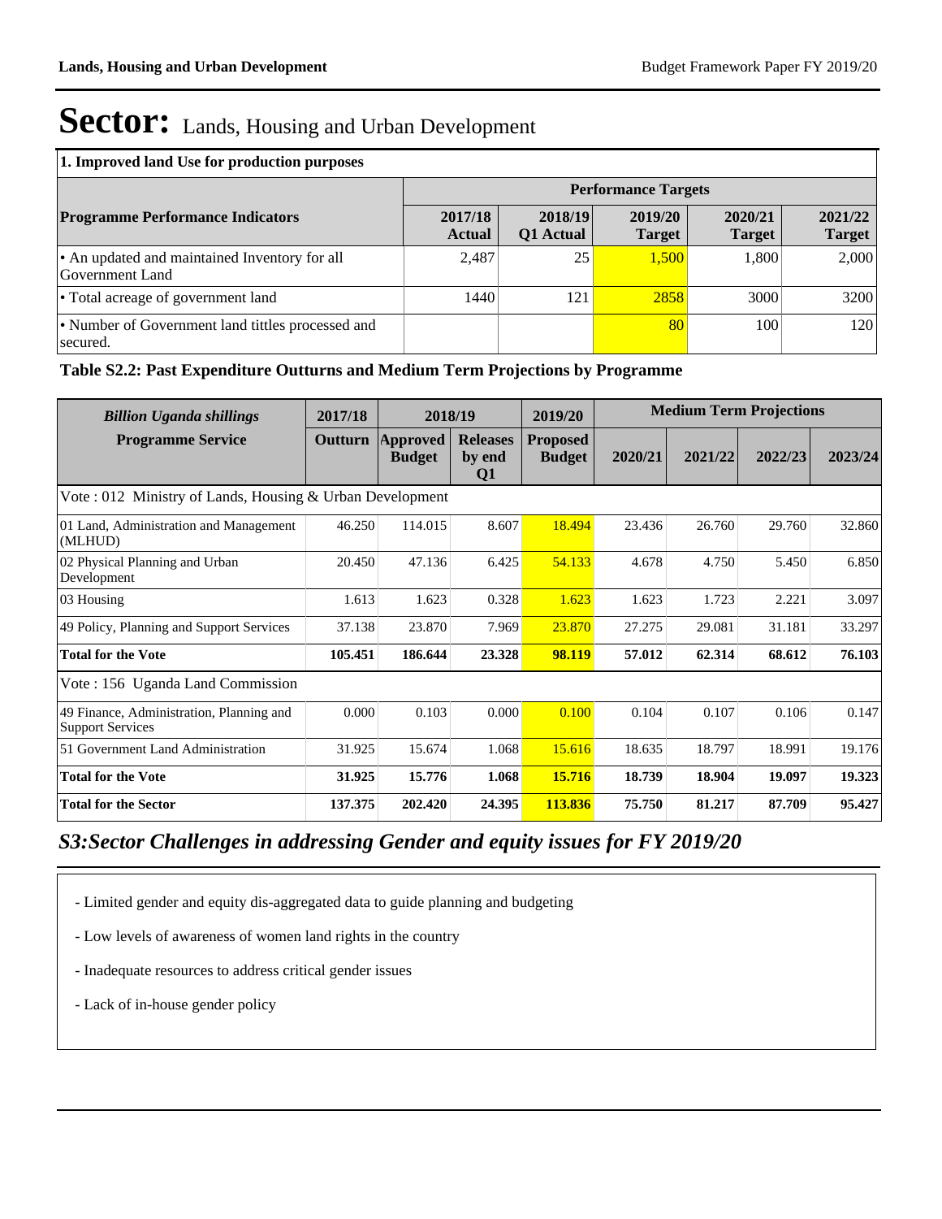# Sector: Lands, Housing and Urban Development

| 1. Improved land Use for production purposes | | | | | |
|---|---|---|---|---|---|
| | Performance Targets | | | | |
| **Programme Performance Indicators** | **2017/18 Actual** | **2018/19 Q1 Actual** | **2019/20 Target** | **2020/21 Target** | **2021/22 Target** |
| • An updated and maintained Inventory for all Government Land | 2,487 | 25 | 1,500 | 1,800 | 2,000 |
| • Total acreage of government land | 1440 | 121 | 2858 | 3000 | 3200 |
| • Number of Government land tittles processed and secured. | | | 80 | 100 | 120 |

**Table S2.2: Past Expenditure Outturns and Medium Term Projections by Programme**

| *Billion Uganda shillings* | 2017/18 | 2018/19 | | 2019/20 | Medium Term Projections | | | |
|---|---|---|---|---|---|---|---|---|
| **Programme Service** | **Outturn** | **Approved Budget** | **Releases by end Q1** | **Proposed Budget** | **2020/21** | **2021/22** | **2022/23** | **2023/24** |
| Vote : 012 Ministry of Lands, Housing & Urban Development | | | | | | | | |
| 01 Land, Administration and Management (MLHUD) | 46.250 | 114.015 | 8.607 | 18.494 | 23.436 | 26.760 | 29.760 | 32.860 |
| 02 Physical Planning and Urban Development | 20.450 | 47.136 | 6.425 | 54.133 | 4.678 | 4.750 | 5.450 | 6.850 |
| 03 Housing | 1.613 | 1.623 | 0.328 | 1.623 | 1.623 | 1.723 | 2.221 | 3.097 |
| 49 Policy, Planning and Support Services | 37.138 | 23.870 | 7.969 | 23.870 | 27.275 | 29.081 | 31.181 | 33.297 |
| **Total for the Vote** | **105.451** | **186.644** | **23.328** | **98.119** | **57.012** | **62.314** | **68.612** | **76.103** |
| Vote : 156 Uganda Land Commission | | | | | | | | |
| 49 Finance, Administration, Planning and Support Services | 0.000 | 0.103 | 0.000 | 0.100 | 0.104 | 0.107 | 0.106 | 0.147 |
| 51 Government Land Administration | 31.925 | 15.674 | 1.068 | 15.616 | 18.635 | 18.797 | 18.991 | 19.176 |
| **Total for the Vote** | **31.925** | **15.776** | **1.068** | **15.716** | **18.739** | **18.904** | **19.097** | **19.323** |
| **Total for the Sector** | **137.375** | **202.420** | **24.395** | **113.836** | **75.750** | **81.217** | **87.709** | **95.427** |

## *S3:Sector Challenges in addressing Gender and equity issues for FY 2019/20*

- Limited gender and equity dis-aggregated data to guide planning and budgeting
- Low levels of awareness of women land rights in the country
- Inadequate resources to address critical gender issues
- Lack of in-house gender policy